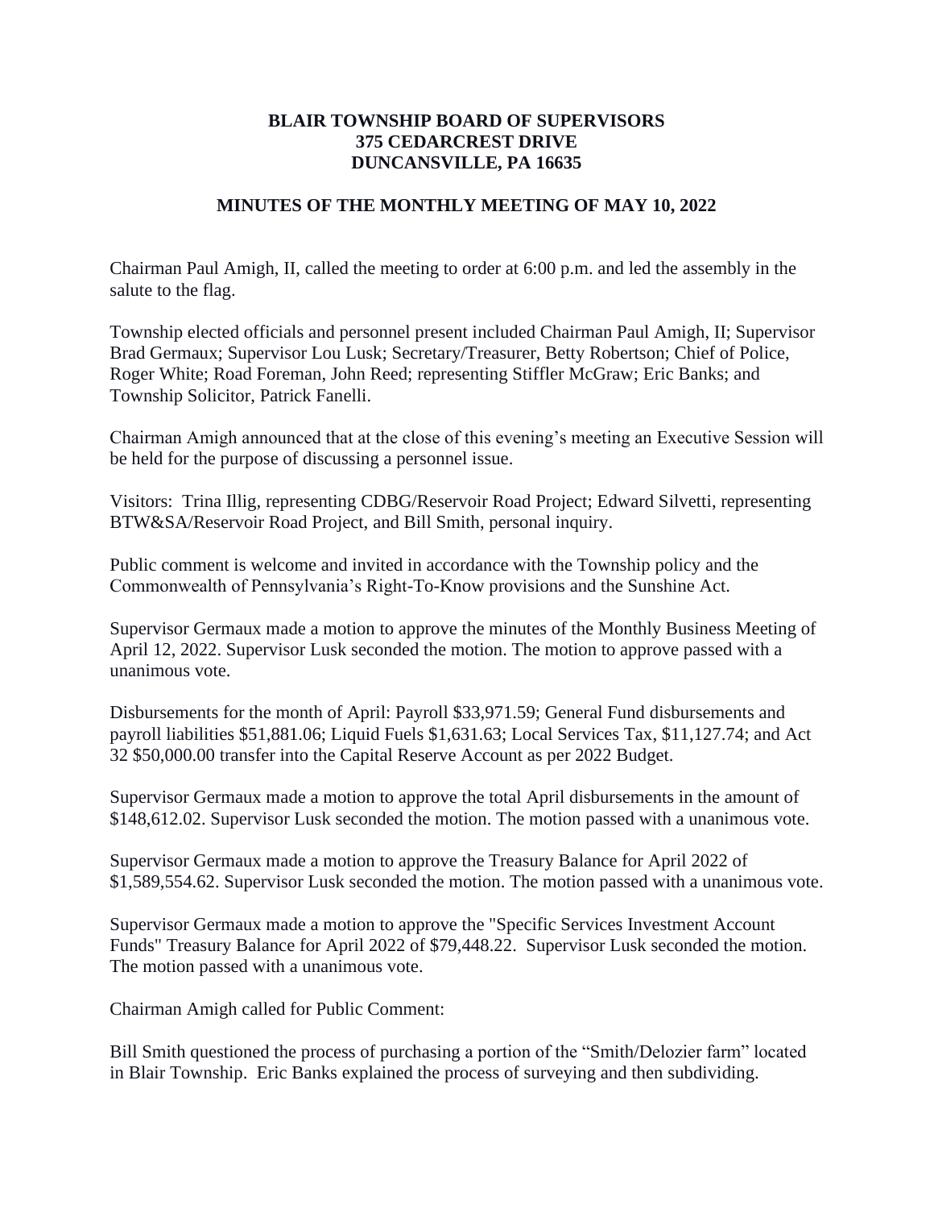# BLAIR TOWNSHIP BOARD OF SUPERVISORS
# 375 CEDARCREST DRIVE
# DUNCANSVILLE, PA 16635

## MINUTES OF THE MONTHLY MEETING OF MAY 10, 2022

Chairman Paul Amigh, II, called the meeting to order at 6:00 p.m. and led the assembly in the salute to the flag.

Township elected officials and personnel present included Chairman Paul Amigh, II; Supervisor Brad Germaux; Supervisor Lou Lusk; Secretary/Treasurer, Betty Robertson; Chief of Police, Roger White; Road Foreman, John Reed; representing Stiffler McGraw; Eric Banks; and Township Solicitor, Patrick Fanelli.

Chairman Amigh announced that at the close of this evening's meeting an Executive Session will be held for the purpose of discussing a personnel issue.

Visitors: Trina Illig, representing CDBG/Reservoir Road Project; Edward Silvetti, representing BTW&SA/Reservoir Road Project, and Bill Smith, personal inquiry.

Public comment is welcome and invited in accordance with the Township policy and the Commonwealth of Pennsylvania's Right-To-Know provisions and the Sunshine Act.

Supervisor Germaux made a motion to approve the minutes of the Monthly Business Meeting of April 12, 2022. Supervisor Lusk seconded the motion. The motion to approve passed with a unanimous vote.

Disbursements for the month of April: Payroll $33,971.59; General Fund disbursements and payroll liabilities $51,881.06; Liquid Fuels $1,631.63; Local Services Tax, $11,127.74; and Act 32 $50,000.00 transfer into the Capital Reserve Account as per 2022 Budget.

Supervisor Germaux made a motion to approve the total April disbursements in the amount of $148,612.02. Supervisor Lusk seconded the motion. The motion passed with a unanimous vote.

Supervisor Germaux made a motion to approve the Treasury Balance for April 2022 of $1,589,554.62. Supervisor Lusk seconded the motion. The motion passed with a unanimous vote.

Supervisor Germaux made a motion to approve the "Specific Services Investment Account Funds" Treasury Balance for April 2022 of $79,448.22. Supervisor Lusk seconded the motion. The motion passed with a unanimous vote.

Chairman Amigh called for Public Comment:

Bill Smith questioned the process of purchasing a portion of the "Smith/Delozier farm" located in Blair Township. Eric Banks explained the process of surveying and then subdividing.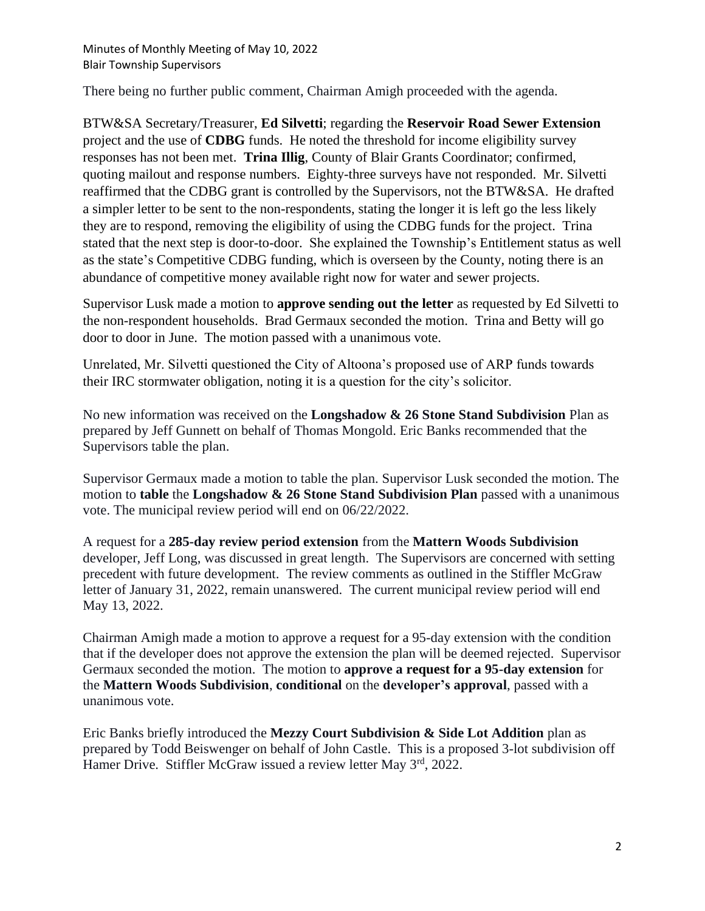There being no further public comment, Chairman Amigh proceeded with the agenda.

BTW&SA Secretary/Treasurer, **Ed Silvetti**; regarding the **Reservoir Road Sewer Extension** project and the use of **CDBG** funds. He noted the threshold for income eligibility survey responses has not been met. **Trina Illig**, County of Blair Grants Coordinator; confirmed, quoting mailout and response numbers. Eighty-three surveys have not responded. Mr. Silvetti reaffirmed that the CDBG grant is controlled by the Supervisors, not the BTW&SA. He drafted a simpler letter to be sent to the non-respondents, stating the longer it is left go the less likely they are to respond, removing the eligibility of using the CDBG funds for the project. Trina stated that the next step is door-to-door. She explained the Township's Entitlement status as well as the state's Competitive CDBG funding, which is overseen by the County, noting there is an abundance of competitive money available right now for water and sewer projects.

Supervisor Lusk made a motion to **approve sending out the letter** as requested by Ed Silvetti to the non-respondent households. Brad Germaux seconded the motion. Trina and Betty will go door to door in June. The motion passed with a unanimous vote.

Unrelated, Mr. Silvetti questioned the City of Altoona's proposed use of ARP funds towards their IRC stormwater obligation, noting it is a question for the city's solicitor.

No new information was received on the **Longshadow & 26 Stone Stand Subdivision** Plan as prepared by Jeff Gunnett on behalf of Thomas Mongold. Eric Banks recommended that the Supervisors table the plan.

Supervisor Germaux made a motion to table the plan. Supervisor Lusk seconded the motion. The motion to **table** the **Longshadow & 26 Stone Stand Subdivision Plan** passed with a unanimous vote. The municipal review period will end on 06/22/2022.

A request for a **285-day review period extension** from the **Mattern Woods Subdivision** developer, Jeff Long, was discussed in great length. The Supervisors are concerned with setting precedent with future development. The review comments as outlined in the Stiffler McGraw letter of January 31, 2022, remain unanswered. The current municipal review period will end May 13, 2022.

Chairman Amigh made a motion to approve a request for a 95-day extension with the condition that if the developer does not approve the extension the plan will be deemed rejected. Supervisor Germaux seconded the motion. The motion to **approve a request for a 95-day extension** for the **Mattern Woods Subdivision**, **conditional** on the **developer's approval**, passed with a unanimous vote.

Eric Banks briefly introduced the **Mezzy Court Subdivision & Side Lot Addition** plan as prepared by Todd Beiswenger on behalf of John Castle. This is a proposed 3-lot subdivision off Hamer Drive. Stiffler McGraw issued a review letter May 3rd, 2022.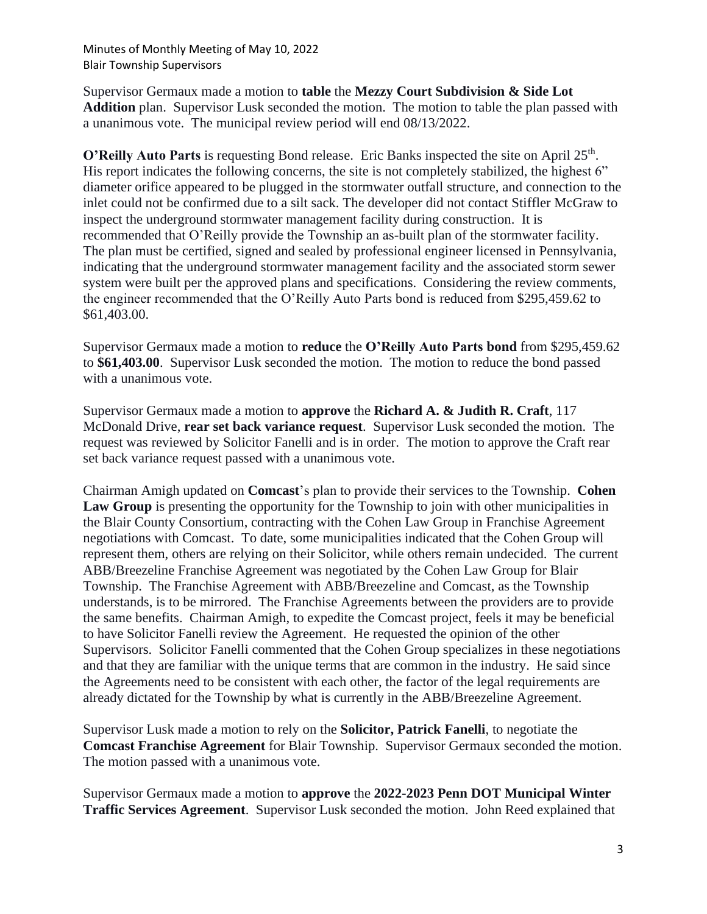Supervisor Germaux made a motion to **table** the **Mezzy Court Subdivision & Side Lot Addition** plan. Supervisor Lusk seconded the motion. The motion to table the plan passed with a unanimous vote. The municipal review period will end 08/13/2022.

**O'Reilly Auto Parts** is requesting Bond release. Eric Banks inspected the site on April 25th. His report indicates the following concerns, the site is not completely stabilized, the highest 6" diameter orifice appeared to be plugged in the stormwater outfall structure, and connection to the inlet could not be confirmed due to a silt sack. The developer did not contact Stiffler McGraw to inspect the underground stormwater management facility during construction. It is recommended that O'Reilly provide the Township an as-built plan of the stormwater facility. The plan must be certified, signed and sealed by professional engineer licensed in Pennsylvania, indicating that the underground stormwater management facility and the associated storm sewer system were built per the approved plans and specifications. Considering the review comments, the engineer recommended that the O'Reilly Auto Parts bond is reduced from $295,459.62 to $61,403.00.

Supervisor Germaux made a motion to **reduce** the **O'Reilly Auto Parts bond** from $295,459.62 to **$61,403.00**. Supervisor Lusk seconded the motion. The motion to reduce the bond passed with a unanimous vote.

Supervisor Germaux made a motion to **approve** the **Richard A. & Judith R. Craft**, 117 McDonald Drive, **rear set back variance request**. Supervisor Lusk seconded the motion. The request was reviewed by Solicitor Fanelli and is in order. The motion to approve the Craft rear set back variance request passed with a unanimous vote.

Chairman Amigh updated on **Comcast**'s plan to provide their services to the Township. **Cohen Law Group** is presenting the opportunity for the Township to join with other municipalities in the Blair County Consortium, contracting with the Cohen Law Group in Franchise Agreement negotiations with Comcast. To date, some municipalities indicated that the Cohen Group will represent them, others are relying on their Solicitor, while others remain undecided. The current ABB/Breezeline Franchise Agreement was negotiated by the Cohen Law Group for Blair Township. The Franchise Agreement with ABB/Breezeline and Comcast, as the Township understands, is to be mirrored. The Franchise Agreements between the providers are to provide the same benefits. Chairman Amigh, to expedite the Comcast project, feels it may be beneficial to have Solicitor Fanelli review the Agreement. He requested the opinion of the other Supervisors. Solicitor Fanelli commented that the Cohen Group specializes in these negotiations and that they are familiar with the unique terms that are common in the industry. He said since the Agreements need to be consistent with each other, the factor of the legal requirements are already dictated for the Township by what is currently in the ABB/Breezeline Agreement.

Supervisor Lusk made a motion to rely on the **Solicitor, Patrick Fanelli**, to negotiate the **Comcast Franchise Agreement** for Blair Township. Supervisor Germaux seconded the motion. The motion passed with a unanimous vote.

Supervisor Germaux made a motion to **approve** the **2022-2023 Penn DOT Municipal Winter Traffic Services Agreement**. Supervisor Lusk seconded the motion. John Reed explained that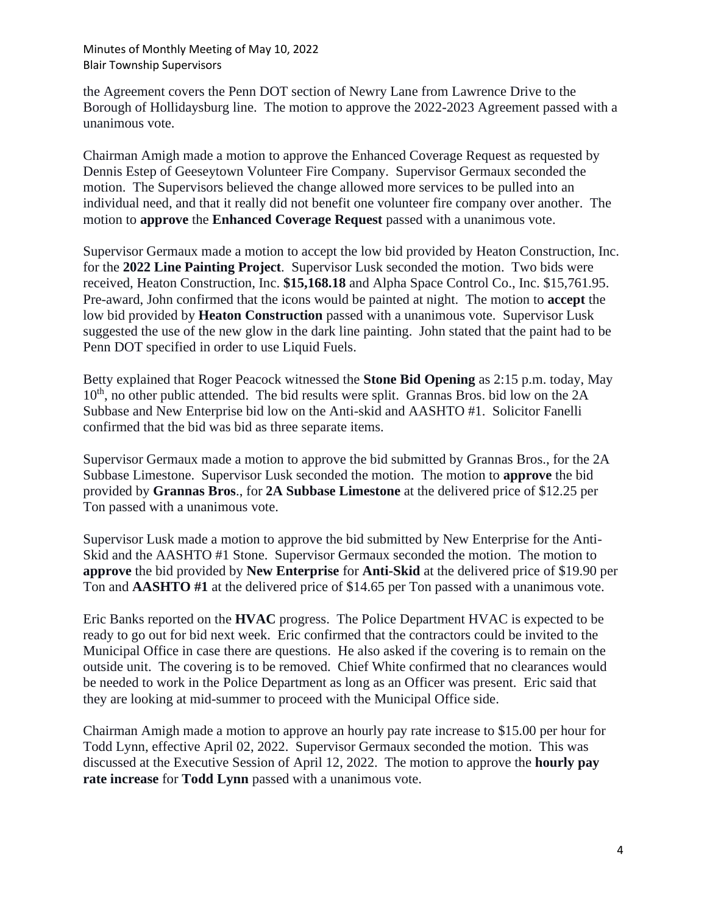the Agreement covers the Penn DOT section of Newry Lane from Lawrence Drive to the Borough of Hollidaysburg line. The motion to approve the 2022-2023 Agreement passed with a unanimous vote.

Chairman Amigh made a motion to approve the Enhanced Coverage Request as requested by Dennis Estep of Geeseytown Volunteer Fire Company. Supervisor Germaux seconded the motion. The Supervisors believed the change allowed more services to be pulled into an individual need, and that it really did not benefit one volunteer fire company over another. The motion to **approve** the **Enhanced Coverage Request** passed with a unanimous vote.

Supervisor Germaux made a motion to accept the low bid provided by Heaton Construction, Inc. for the **2022 Line Painting Project**. Supervisor Lusk seconded the motion. Two bids were received, Heaton Construction, Inc. **$15,168.18** and Alpha Space Control Co., Inc. $15,761.95. Pre-award, John confirmed that the icons would be painted at night. The motion to **accept** the low bid provided by **Heaton Construction** passed with a unanimous vote. Supervisor Lusk suggested the use of the new glow in the dark line painting. John stated that the paint had to be Penn DOT specified in order to use Liquid Fuels.

Betty explained that Roger Peacock witnessed the **Stone Bid Opening** as 2:15 p.m. today, May 10th, no other public attended. The bid results were split. Grannas Bros. bid low on the 2A Subbase and New Enterprise bid low on the Anti-skid and AASHTO #1. Solicitor Fanelli confirmed that the bid was bid as three separate items.

Supervisor Germaux made a motion to approve the bid submitted by Grannas Bros., for the 2A Subbase Limestone. Supervisor Lusk seconded the motion. The motion to **approve** the bid provided by **Grannas Bros**., for **2A Subbase Limestone** at the delivered price of $12.25 per Ton passed with a unanimous vote.

Supervisor Lusk made a motion to approve the bid submitted by New Enterprise for the Anti-Skid and the AASHTO #1 Stone. Supervisor Germaux seconded the motion. The motion to **approve** the bid provided by **New Enterprise** for **Anti-Skid** at the delivered price of $19.90 per Ton and **AASHTO #1** at the delivered price of $14.65 per Ton passed with a unanimous vote.

Eric Banks reported on the **HVAC** progress. The Police Department HVAC is expected to be ready to go out for bid next week. Eric confirmed that the contractors could be invited to the Municipal Office in case there are questions. He also asked if the covering is to remain on the outside unit. The covering is to be removed. Chief White confirmed that no clearances would be needed to work in the Police Department as long as an Officer was present. Eric said that they are looking at mid-summer to proceed with the Municipal Office side.

Chairman Amigh made a motion to approve an hourly pay rate increase to $15.00 per hour for Todd Lynn, effective April 02, 2022. Supervisor Germaux seconded the motion. This was discussed at the Executive Session of April 12, 2022. The motion to approve the **hourly pay rate increase** for **Todd Lynn** passed with a unanimous vote.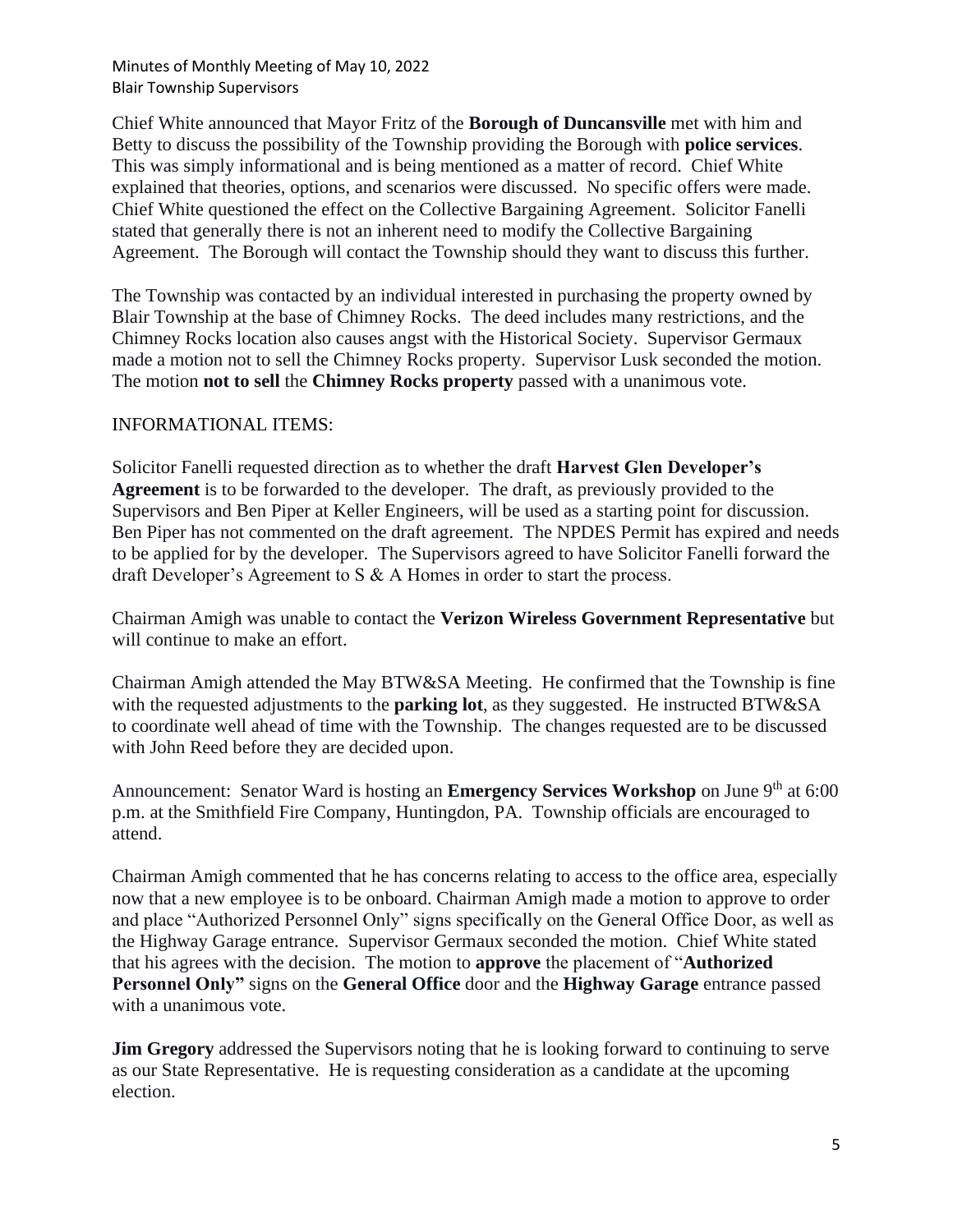Chief White announced that Mayor Fritz of the **Borough of Duncansville** met with him and Betty to discuss the possibility of the Township providing the Borough with **police services**. This was simply informational and is being mentioned as a matter of record. Chief White explained that theories, options, and scenarios were discussed. No specific offers were made. Chief White questioned the effect on the Collective Bargaining Agreement. Solicitor Fanelli stated that generally there is not an inherent need to modify the Collective Bargaining Agreement. The Borough will contact the Township should they want to discuss this further.

The Township was contacted by an individual interested in purchasing the property owned by Blair Township at the base of Chimney Rocks. The deed includes many restrictions, and the Chimney Rocks location also causes angst with the Historical Society. Supervisor Germaux made a motion not to sell the Chimney Rocks property. Supervisor Lusk seconded the motion. The motion **not to sell** the **Chimney Rocks property** passed with a unanimous vote.

INFORMATIONAL ITEMS:

Solicitor Fanelli requested direction as to whether the draft **Harvest Glen Developer's Agreement** is to be forwarded to the developer. The draft, as previously provided to the Supervisors and Ben Piper at Keller Engineers, will be used as a starting point for discussion. Ben Piper has not commented on the draft agreement. The NPDES Permit has expired and needs to be applied for by the developer. The Supervisors agreed to have Solicitor Fanelli forward the draft Developer's Agreement to S & A Homes in order to start the process.

Chairman Amigh was unable to contact the **Verizon Wireless Government Representative** but will continue to make an effort.

Chairman Amigh attended the May BTW&SA Meeting. He confirmed that the Township is fine with the requested adjustments to the **parking lot**, as they suggested. He instructed BTW&SA to coordinate well ahead of time with the Township. The changes requested are to be discussed with John Reed before they are decided upon.

Announcement: Senator Ward is hosting an **Emergency Services Workshop** on June 9th at 6:00 p.m. at the Smithfield Fire Company, Huntingdon, PA. Township officials are encouraged to attend.

Chairman Amigh commented that he has concerns relating to access to the office area, especially now that a new employee is to be onboard. Chairman Amigh made a motion to approve to order and place "Authorized Personnel Only" signs specifically on the General Office Door, as well as the Highway Garage entrance. Supervisor Germaux seconded the motion. Chief White stated that his agrees with the decision. The motion to **approve** the placement of "**Authorized Personnel Only"** signs on the **General Office** door and the **Highway Garage** entrance passed with a unanimous vote.

**Jim Gregory** addressed the Supervisors noting that he is looking forward to continuing to serve as our State Representative. He is requesting consideration as a candidate at the upcoming election.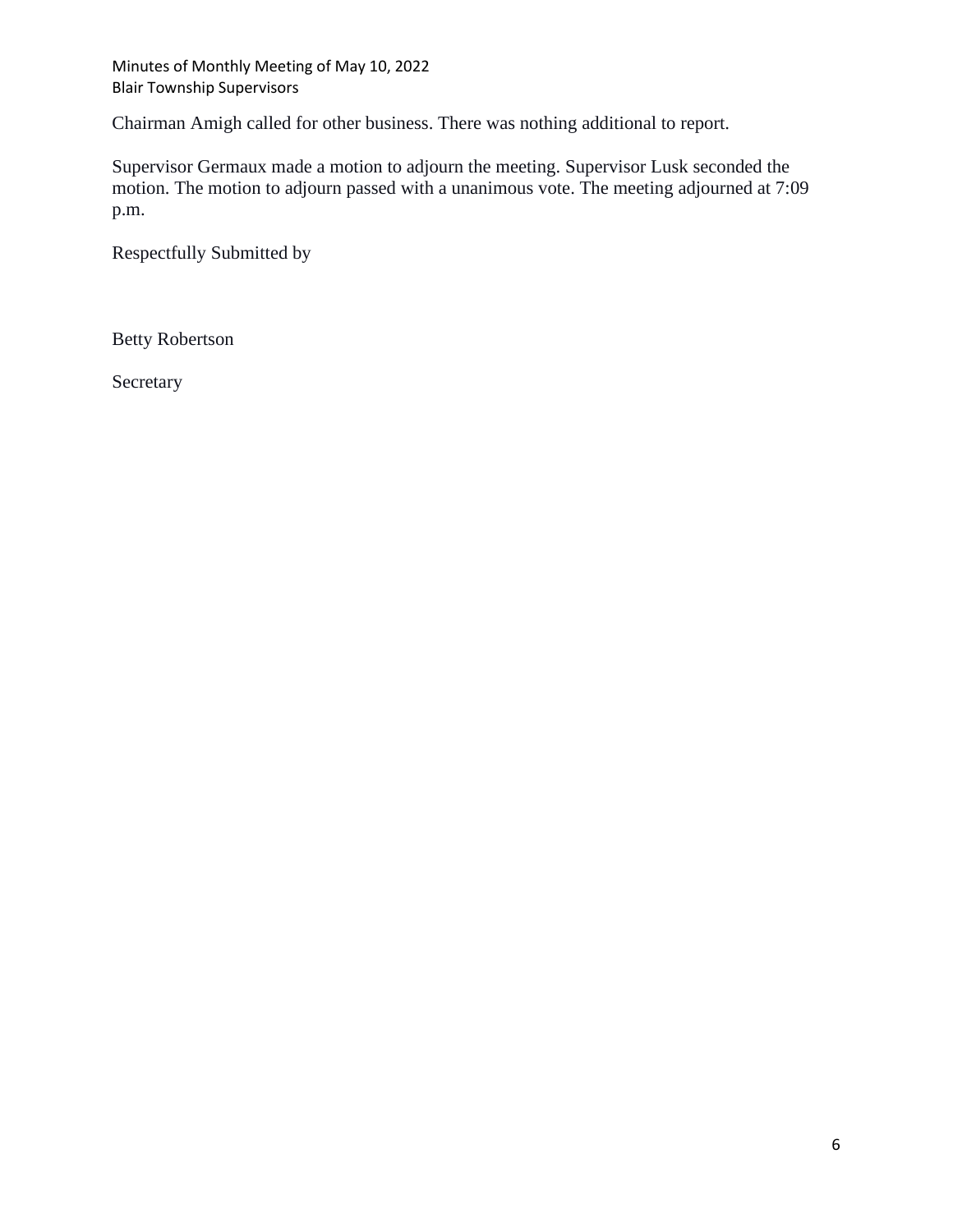Chairman Amigh called for other business. There was nothing additional to report.

Supervisor Germaux made a motion to adjourn the meeting. Supervisor Lusk seconded the motion. The motion to adjourn passed with a unanimous vote. The meeting adjourned at 7:09 p.m.

Respectfully Submitted by

Betty Robertson

Secretary